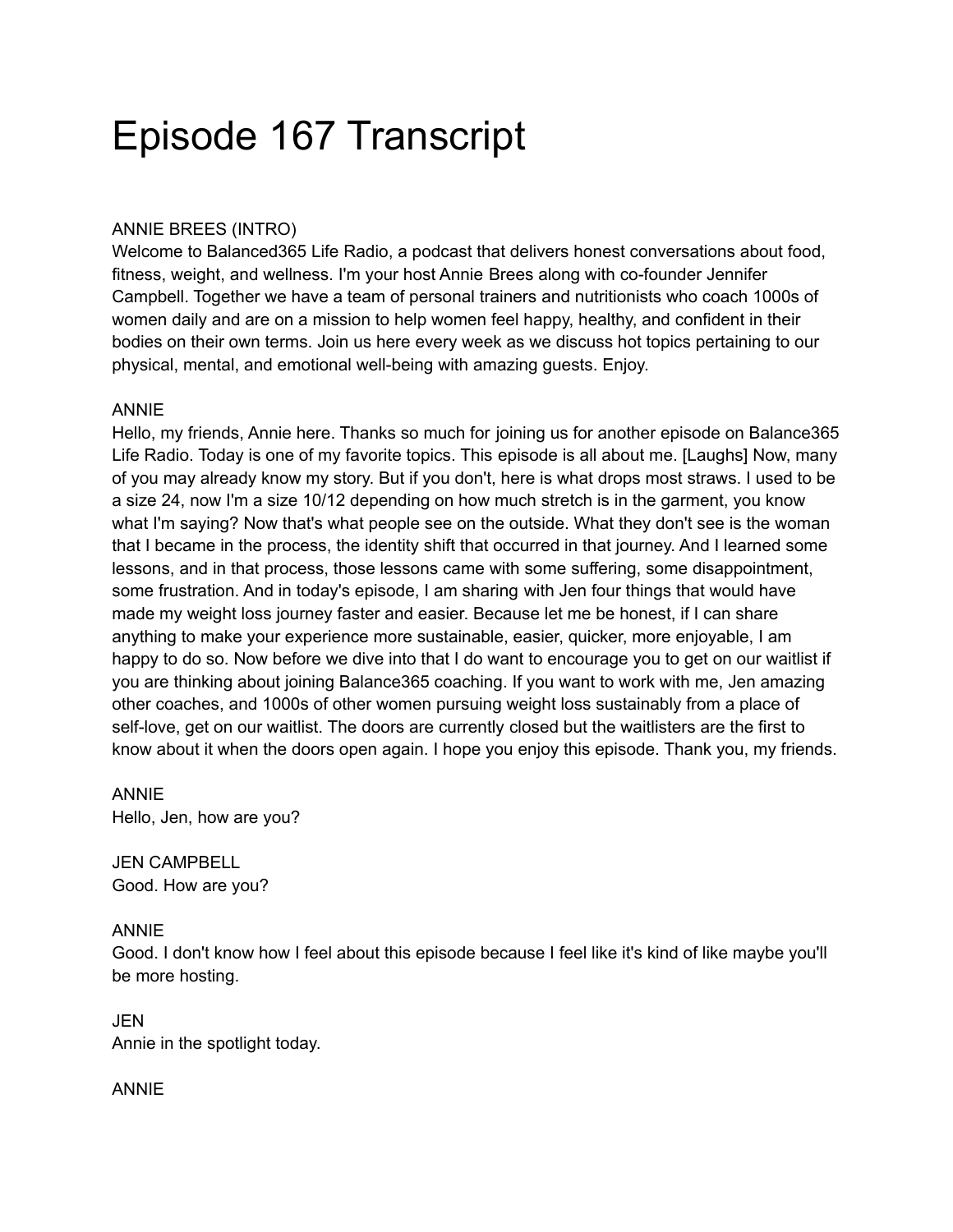# Episode 167 Transcript

ANNIE BREES (INTRO)
Welcome to Balanced365 Life Radio, a podcast that delivers honest conversations about food, fitness, weight, and wellness. I'm your host Annie Brees along with co-founder Jennifer Campbell. Together we have a team of personal trainers and nutritionists who coach 1000s of women daily and are on a mission to help women feel happy, healthy, and confident in their bodies on their own terms. Join us here every week as we discuss hot topics pertaining to our physical, mental, and emotional well-being with amazing guests. Enjoy.

ANNIE
Hello, my friends, Annie here. Thanks so much for joining us for another episode on Balance365 Life Radio. Today is one of my favorite topics. This episode is all about me. [Laughs] Now, many of you may already know my story. But if you don't, here is what drops most straws. I used to be a size 24, now I'm a size 10/12 depending on how much stretch is in the garment, you know what I'm saying? Now that's what people see on the outside. What they don't see is the woman that I became in the process, the identity shift that occurred in that journey. And I learned some lessons, and in that process, those lessons came with some suffering, some disappointment, some frustration. And in today's episode, I am sharing with Jen four things that would have made my weight loss journey faster and easier. Because let me be honest, if I can share anything to make your experience more sustainable, easier, quicker, more enjoyable, I am happy to do so. Now before we dive into that I do want to encourage you to get on our waitlist if you are thinking about joining Balance365 coaching. If you want to work with me, Jen amazing other coaches, and 1000s of other women pursuing weight loss sustainably from a place of self-love, get on our waitlist. The doors are currently closed but the waitlisters are the first to know about it when the doors open again. I hope you enjoy this episode. Thank you, my friends.

ANNIE
Hello, Jen, how are you?

JEN CAMPBELL
Good. How are you?

ANNIE
Good. I don't know how I feel about this episode because I feel like it's kind of like maybe you'll be more hosting.

JEN
Annie in the spotlight today.

ANNIE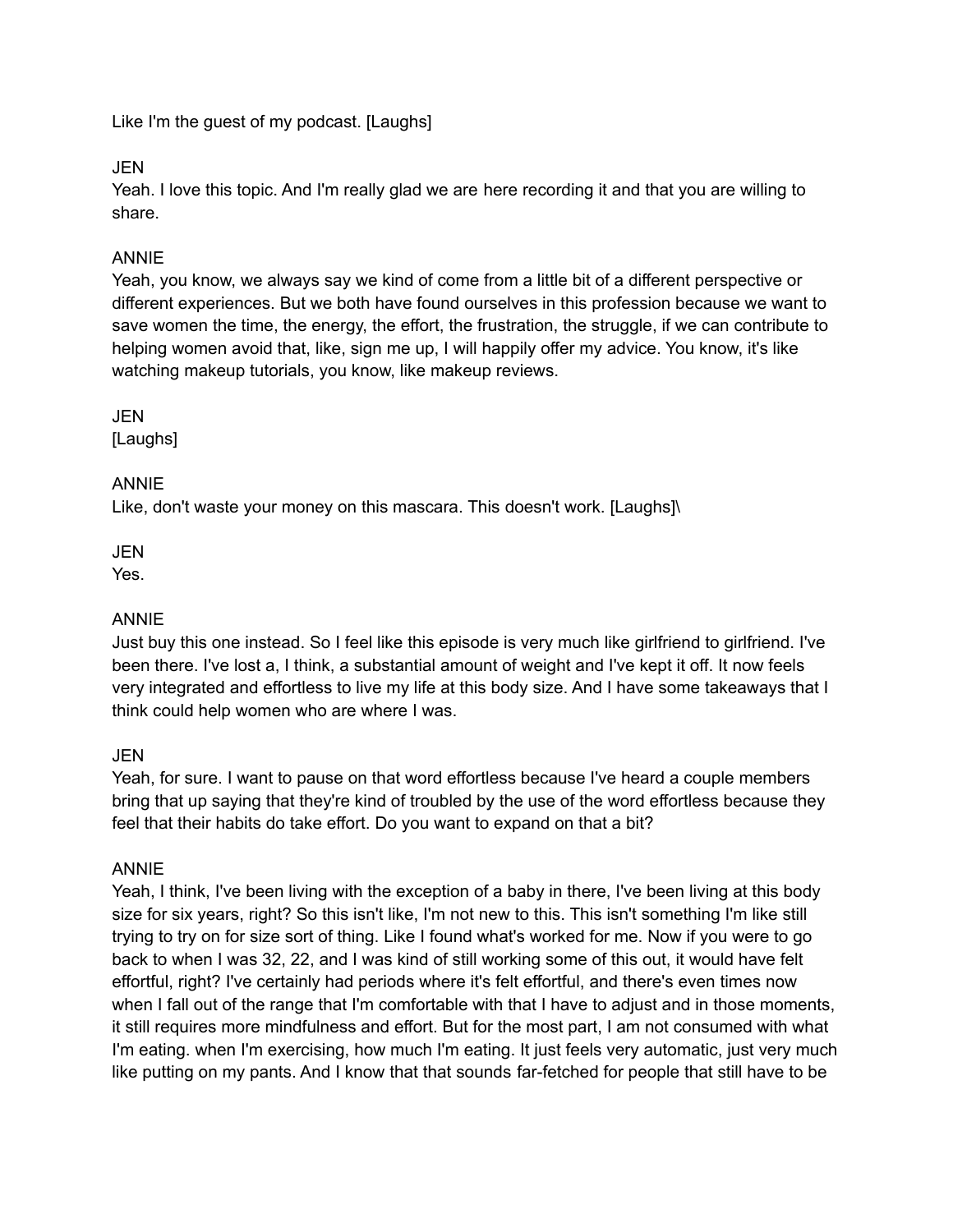Like I'm the guest of my podcast. [Laughs]

JEN
Yeah. I love this topic. And I'm really glad we are here recording it and that you are willing to share.

ANNIE
Yeah, you know, we always say we kind of come from a little bit of a different perspective or different experiences. But we both have found ourselves in this profession because we want to save women the time, the energy, the effort, the frustration, the struggle, if we can contribute to helping women avoid that, like, sign me up, I will happily offer my advice. You know, it's like watching makeup tutorials, you know, like makeup reviews.

JEN
[Laughs]

ANNIE
Like, don't waste your money on this mascara. This doesn't work. [Laughs]\

JEN
Yes.

ANNIE
Just buy this one instead. So I feel like this episode is very much like girlfriend to girlfriend. I've been there. I've lost a, I think, a substantial amount of weight and I've kept it off. It now feels very integrated and effortless to live my life at this body size. And I have some takeaways that I think could help women who are where I was.

JEN
Yeah, for sure. I want to pause on that word effortless because I've heard a couple members bring that up saying that they're kind of troubled by the use of the word effortless because they feel that their habits do take effort. Do you want to expand on that a bit?

ANNIE
Yeah, I think, I've been living with the exception of a baby in there, I've been living at this body size for six years, right? So this isn't like, I'm not new to this. This isn't something I'm like still trying to try on for size sort of thing. Like I found what's worked for me. Now if you were to go back to when I was 32, 22, and I was kind of still working some of this out, it would have felt effortful, right? I've certainly had periods where it's felt effortful, and there's even times now when I fall out of the range that I'm comfortable with that I have to adjust and in those moments, it still requires more mindfulness and effort. But for the most part, I am not consumed with what I'm eating. when I'm exercising, how much I'm eating. It just feels very automatic, just very much like putting on my pants. And I know that that sounds far-fetched for people that still have to be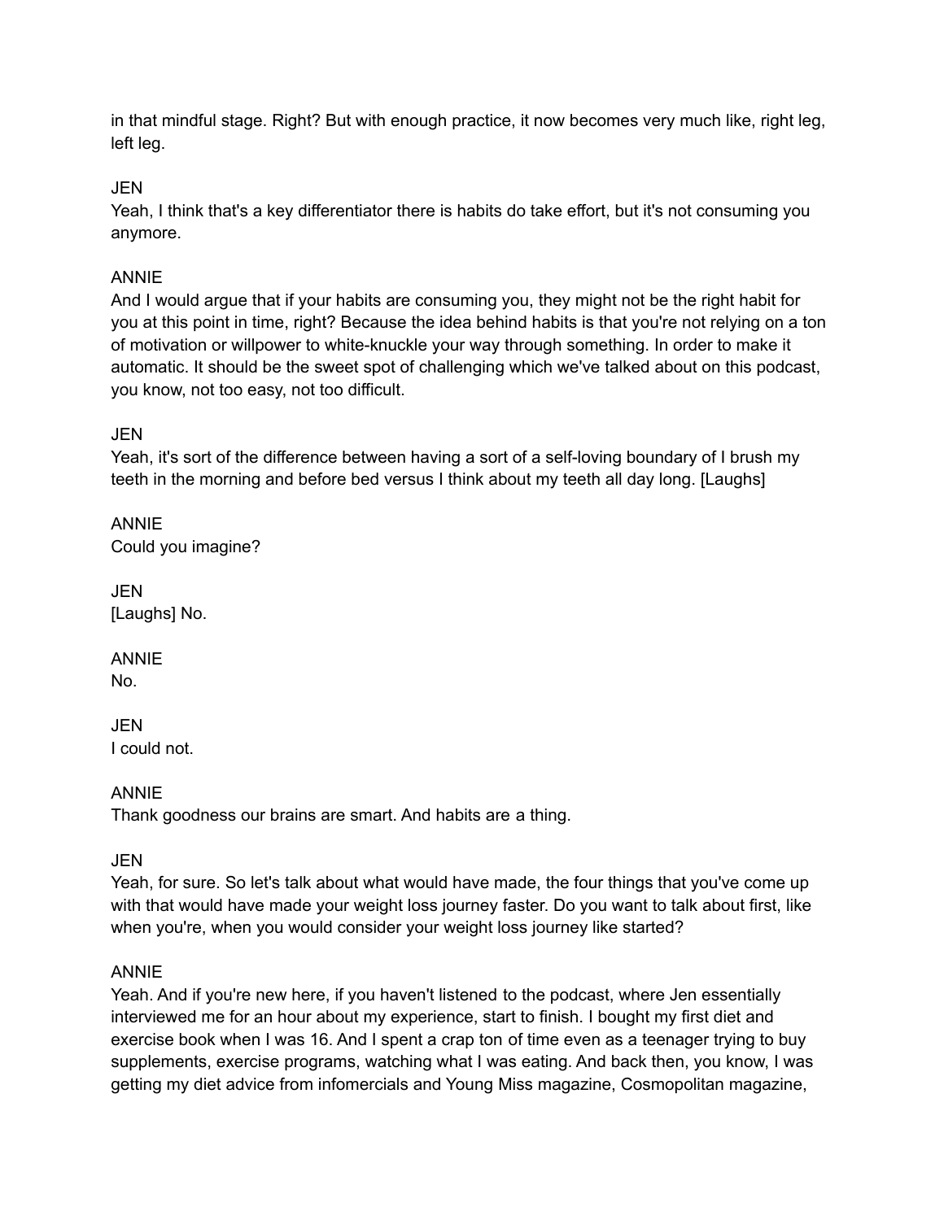in that mindful stage. Right? But with enough practice, it now becomes very much like, right leg, left leg.

JEN
Yeah, I think that's a key differentiator there is habits do take effort, but it's not consuming you anymore.

ANNIE
And I would argue that if your habits are consuming you, they might not be the right habit for you at this point in time, right? Because the idea behind habits is that you're not relying on a ton of motivation or willpower to white-knuckle your way through something. In order to make it automatic. It should be the sweet spot of challenging which we've talked about on this podcast, you know, not too easy, not too difficult.

JEN
Yeah, it's sort of the difference between having a sort of a self-loving boundary of I brush my teeth in the morning and before bed versus I think about my teeth all day long. [Laughs]

ANNIE
Could you imagine?

JEN
[Laughs] No.

ANNIE
No.

JEN
I could not.

ANNIE
Thank goodness our brains are smart. And habits are a thing.

JEN
Yeah, for sure. So let's talk about what would have made, the four things that you've come up with that would have made your weight loss journey faster. Do you want to talk about first, like when you're, when you would consider your weight loss journey like started?

ANNIE
Yeah. And if you're new here, if you haven't listened to the podcast, where Jen essentially interviewed me for an hour about my experience, start to finish. I bought my first diet and exercise book when I was 16. And I spent a crap ton of time even as a teenager trying to buy supplements, exercise programs, watching what I was eating. And back then, you know, I was getting my diet advice from infomercials and Young Miss magazine, Cosmopolitan magazine,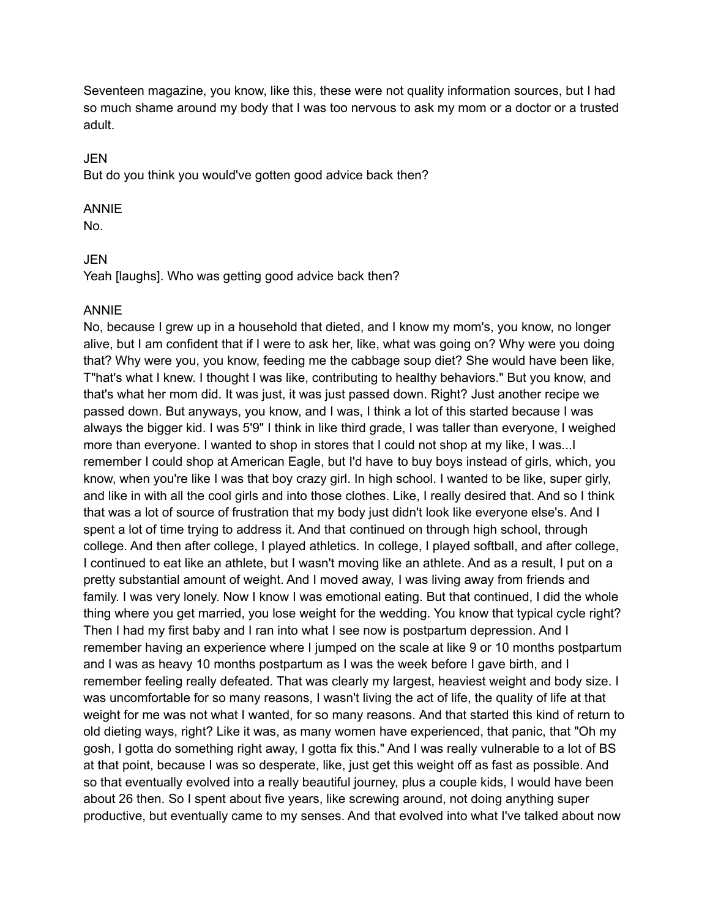Seventeen magazine, you know, like this, these were not quality information sources, but I had so much shame around my body that I was too nervous to ask my mom or a doctor or a trusted adult.

JEN
But do you think you would've gotten good advice back then?

ANNIE
No.

JEN
Yeah [laughs]. Who was getting good advice back then?

ANNIE
No, because I grew up in a household that dieted, and I know my mom's, you know, no longer alive, but I am confident that if I were to ask her, like, what was going on? Why were you doing that? Why were you, you know, feeding me the cabbage soup diet? She would have been like, T"hat's what I knew. I thought I was like, contributing to healthy behaviors." But you know, and that's what her mom did. It was just, it was just passed down. Right? Just another recipe we passed down. But anyways, you know, and I was, I think a lot of this started because I was always the bigger kid. I was 5'9" I think in like third grade, I was taller than everyone, I weighed more than everyone. I wanted to shop in stores that I could not shop at my like, I was...I remember I could shop at American Eagle, but I'd have to buy boys instead of girls, which, you know, when you're like I was that boy crazy girl. In high school. I wanted to be like, super girly, and like in with all the cool girls and into those clothes. Like, I really desired that. And so I think that was a lot of source of frustration that my body just didn't look like everyone else's. And I spent a lot of time trying to address it. And that continued on through high school, through college. And then after college, I played athletics. In college, I played softball, and after college, I continued to eat like an athlete, but I wasn't moving like an athlete. And as a result, I put on a pretty substantial amount of weight. And I moved away, I was living away from friends and family. I was very lonely. Now I know I was emotional eating. But that continued, I did the whole thing where you get married, you lose weight for the wedding. You know that typical cycle right? Then I had my first baby and I ran into what I see now is postpartum depression. And I remember having an experience where I jumped on the scale at like 9 or 10 months postpartum and I was as heavy 10 months postpartum as I was the week before I gave birth, and I remember feeling really defeated. That was clearly my largest, heaviest weight and body size. I was uncomfortable for so many reasons, I wasn't living the act of life, the quality of life at that weight for me was not what I wanted, for so many reasons. And that started this kind of return to old dieting ways, right? Like it was, as many women have experienced, that panic, that "Oh my gosh, I gotta do something right away, I gotta fix this." And I was really vulnerable to a lot of BS at that point, because I was so desperate, like, just get this weight off as fast as possible. And so that eventually evolved into a really beautiful journey, plus a couple kids, I would have been about 26 then. So I spent about five years, like screwing around, not doing anything super productive, but eventually came to my senses. And that evolved into what I've talked about now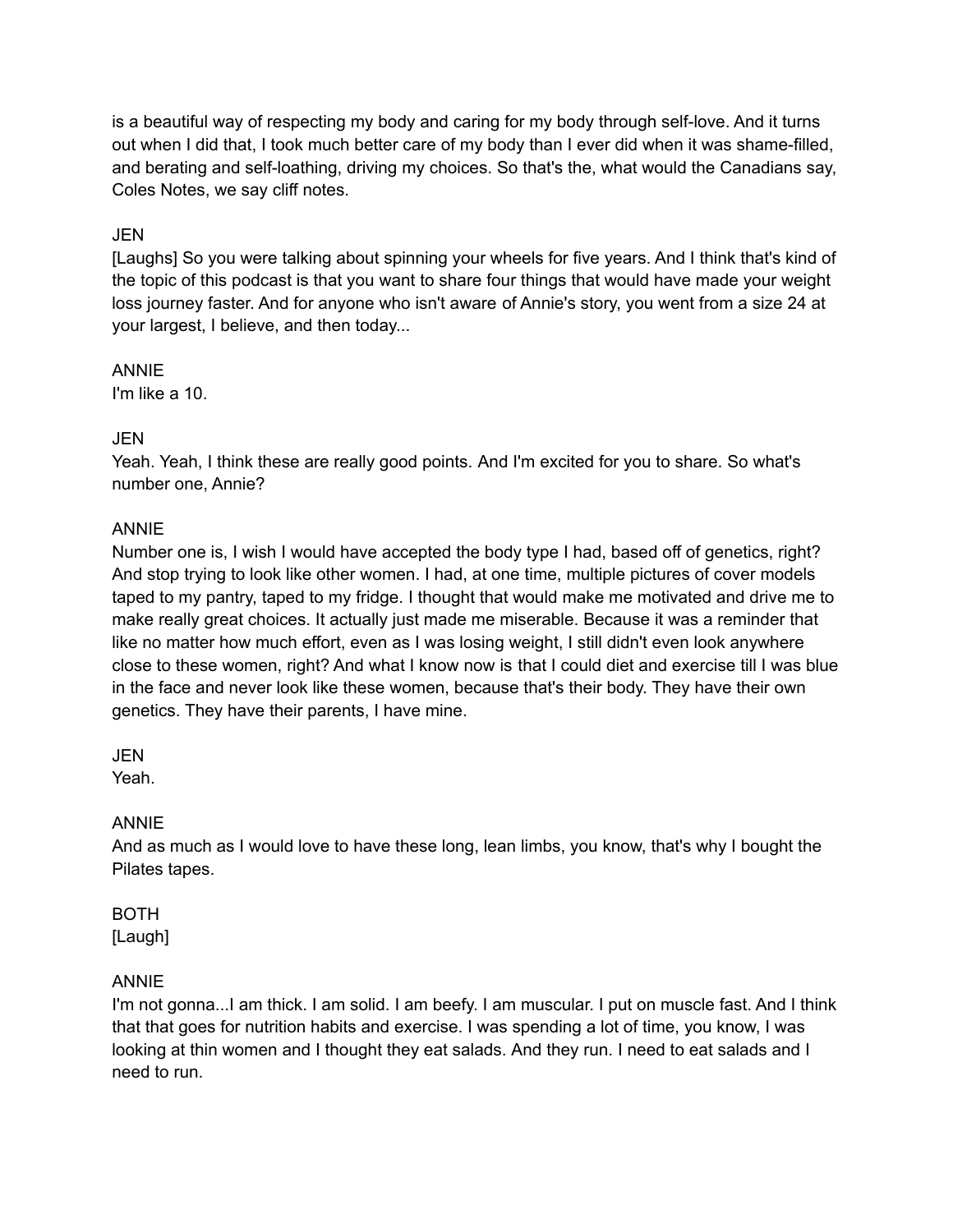is a beautiful way of respecting my body and caring for my body through self-love. And it turns out when I did that, I took much better care of my body than I ever did when it was shame-filled, and berating and self-loathing, driving my choices. So that's the, what would the Canadians say, Coles Notes, we say cliff notes.

JEN
[Laughs] So you were talking about spinning your wheels for five years. And I think that's kind of the topic of this podcast is that you want to share four things that would have made your weight loss journey faster. And for anyone who isn't aware of Annie's story, you went from a size 24 at your largest, I believe, and then today...

ANNIE
I'm like a 10.

JEN
Yeah. Yeah, I think these are really good points. And I'm excited for you to share. So what's number one, Annie?

ANNIE
Number one is, I wish I would have accepted the body type I had, based off of genetics, right? And stop trying to look like other women. I had, at one time, multiple pictures of cover models taped to my pantry, taped to my fridge. I thought that would make me motivated and drive me to make really great choices. It actually just made me miserable. Because it was a reminder that like no matter how much effort, even as I was losing weight, I still didn't even look anywhere close to these women, right? And what I know now is that I could diet and exercise till I was blue in the face and never look like these women, because that's their body. They have their own genetics. They have their parents, I have mine.

JEN
Yeah.

ANNIE
And as much as I would love to have these long, lean limbs, you know, that's why I bought the Pilates tapes.

BOTH
[Laugh]

ANNIE
I'm not gonna...I am thick. I am solid. I am beefy. I am muscular. I put on muscle fast. And I think that that goes for nutrition habits and exercise. I was spending a lot of time, you know, I was looking at thin women and I thought they eat salads. And they run. I need to eat salads and I need to run.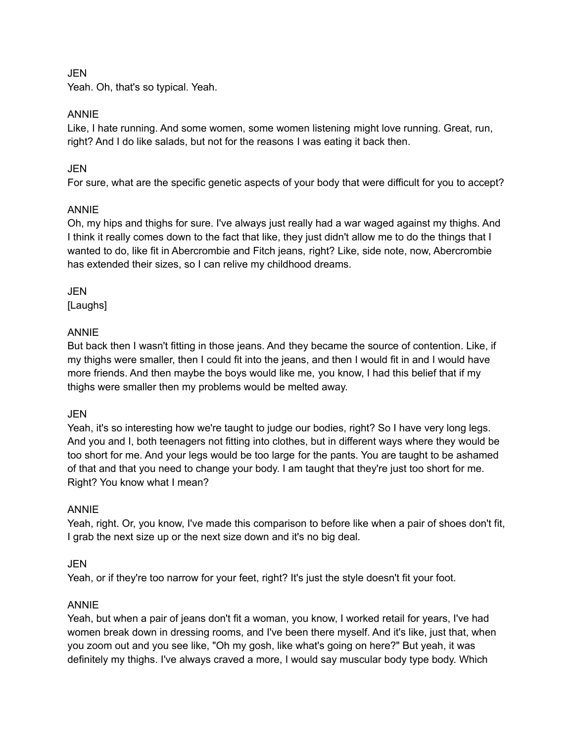JEN
Yeah. Oh, that's so typical. Yeah.

ANNIE
Like, I hate running. And some women, some women listening might love running. Great, run, right? And I do like salads, but not for the reasons I was eating it back then.

JEN
For sure, what are the specific genetic aspects of your body that were difficult for you to accept?

ANNIE
Oh, my hips and thighs for sure. I've always just really had a war waged against my thighs. And I think it really comes down to the fact that like, they just didn't allow me to do the things that I wanted to do, like fit in Abercrombie and Fitch jeans, right? Like, side note, now, Abercrombie has extended their sizes, so I can relive my childhood dreams.

JEN
[Laughs]

ANNIE
But back then I wasn't fitting in those jeans. And they became the source of contention. Like, if my thighs were smaller, then I could fit into the jeans, and then I would fit in and I would have more friends. And then maybe the boys would like me, you know, I had this belief that if my thighs were smaller then my problems would be melted away.

JEN
Yeah, it's so interesting how we're taught to judge our bodies, right? So I have very long legs. And you and I, both teenagers not fitting into clothes, but in different ways where they would be too short for me. And your legs would be too large for the pants. You are taught to be ashamed of that and that you need to change your body. I am taught that they're just too short for me. Right? You know what I mean?

ANNIE
Yeah, right. Or, you know, I've made this comparison to before like when a pair of shoes don't fit, I grab the next size up or the next size down and it's no big deal.

JEN
Yeah, or if they're too narrow for your feet, right? It's just the style doesn't fit your foot.

ANNIE
Yeah, but when a pair of jeans don't fit a woman, you know, I worked retail for years, I've had women break down in dressing rooms, and I've been there myself. And it's like, just that, when you zoom out and you see like, "Oh my gosh, like what's going on here?" But yeah, it was definitely my thighs. I've always craved a more, I would say muscular body type body. Which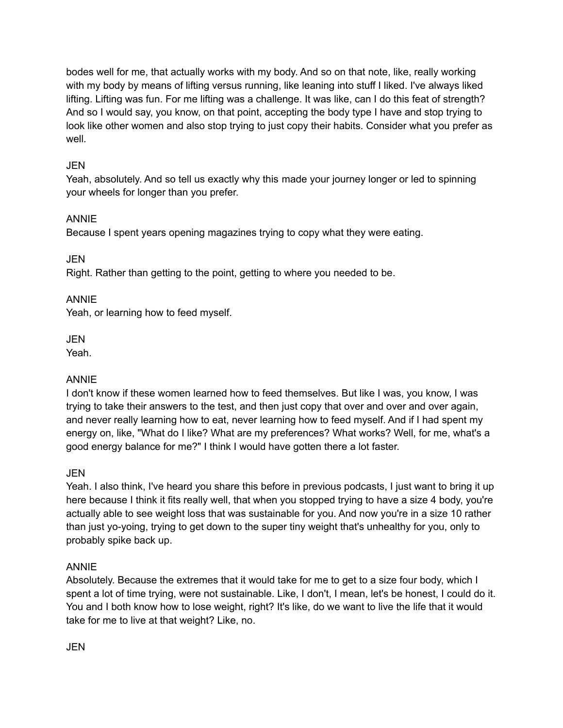bodes well for me, that actually works with my body. And so on that note, like, really working with my body by means of lifting versus running, like leaning into stuff I liked. I've always liked lifting. Lifting was fun. For me lifting was a challenge. It was like, can I do this feat of strength? And so I would say, you know, on that point, accepting the body type I have and stop trying to look like other women and also stop trying to just copy their habits. Consider what you prefer as well.

JEN
Yeah, absolutely. And so tell us exactly why this made your journey longer or led to spinning your wheels for longer than you prefer.

ANNIE
Because I spent years opening magazines trying to copy what they were eating.

JEN
Right. Rather than getting to the point, getting to where you needed to be.

ANNIE
Yeah, or learning how to feed myself.

JEN
Yeah.

ANNIE
I don't know if these women learned how to feed themselves. But like I was, you know, I was trying to take their answers to the test, and then just copy that over and over and over again, and never really learning how to eat, never learning how to feed myself. And if I had spent my energy on, like, "What do I like? What are my preferences? What works? Well, for me, what's a good energy balance for me?" I think I would have gotten there a lot faster.

JEN
Yeah. I also think, I've heard you share this before in previous podcasts, I just want to bring it up here because I think it fits really well, that when you stopped trying to have a size 4 body, you're actually able to see weight loss that was sustainable for you. And now you're in a size 10 rather than just yo-yoing, trying to get down to the super tiny weight that's unhealthy for you, only to probably spike back up.

ANNIE
Absolutely. Because the extremes that it would take for me to get to a size four body, which I spent a lot of time trying, were not sustainable. Like, I don't, I mean, let's be honest, I could do it. You and I both know how to lose weight, right? It's like, do we want to live the life that it would take for me to live at that weight? Like, no.

JEN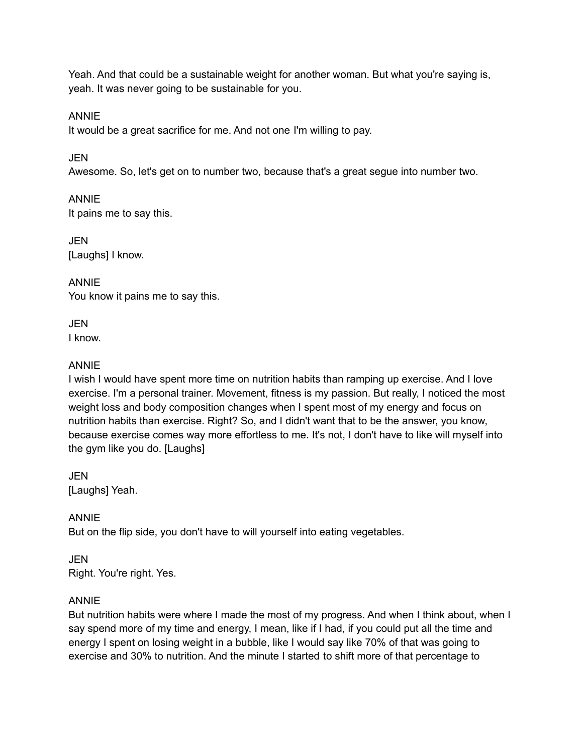Yeah. And that could be a sustainable weight for another woman. But what you're saying is, yeah. It was never going to be sustainable for you.

ANNIE
It would be a great sacrifice for me. And not one I'm willing to pay.

JEN
Awesome. So, let's get on to number two, because that's a great segue into number two.

ANNIE
It pains me to say this.

JEN
[Laughs] I know.

ANNIE
You know it pains me to say this.

JEN
I know.

ANNIE
I wish I would have spent more time on nutrition habits than ramping up exercise. And I love exercise. I'm a personal trainer. Movement, fitness is my passion. But really, I noticed the most weight loss and body composition changes when I spent most of my energy and focus on nutrition habits than exercise. Right? So, and I didn't want that to be the answer, you know, because exercise comes way more effortless to me. It's not, I don't have to like will myself into the gym like you do. [Laughs]

JEN
[Laughs] Yeah.

ANNIE
But on the flip side, you don't have to will yourself into eating vegetables.

JEN
Right. You're right. Yes.

ANNIE
But nutrition habits were where I made the most of my progress. And when I think about, when I say spend more of my time and energy, I mean, like if I had, if you could put all the time and energy I spent on losing weight in a bubble, like I would say like 70% of that was going to exercise and 30% to nutrition. And the minute I started to shift more of that percentage to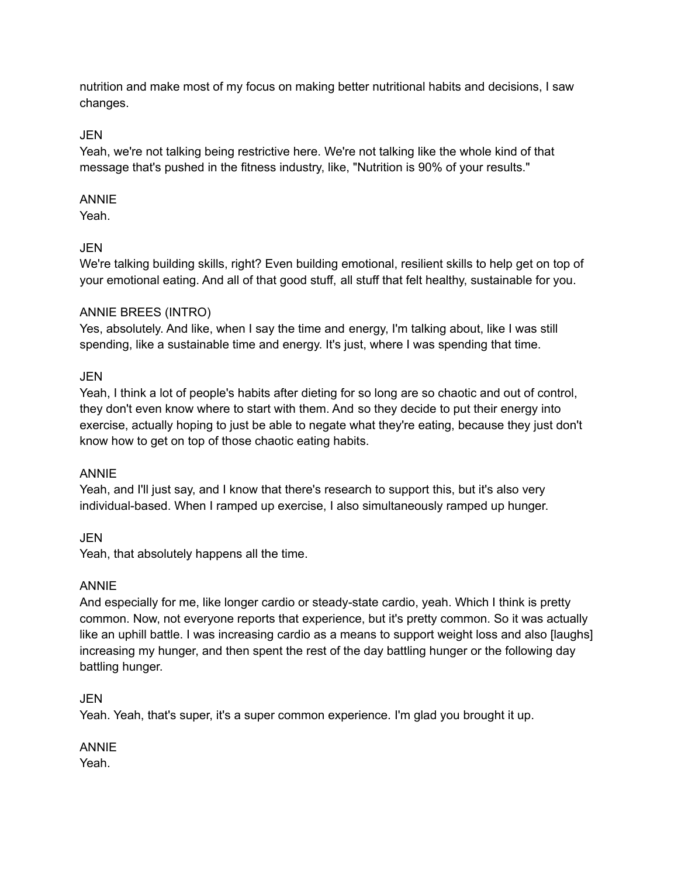nutrition and make most of my focus on making better nutritional habits and decisions, I saw changes.

JEN
Yeah, we're not talking being restrictive here. We're not talking like the whole kind of that message that's pushed in the fitness industry, like, "Nutrition is 90% of your results."

ANNIE
Yeah.

JEN
We're talking building skills, right? Even building emotional, resilient skills to help get on top of your emotional eating. And all of that good stuff, all stuff that felt healthy, sustainable for you.

ANNIE BREES (INTRO)
Yes, absolutely. And like, when I say the time and energy, I'm talking about, like I was still spending, like a sustainable time and energy. It's just, where I was spending that time.

JEN
Yeah, I think a lot of people's habits after dieting for so long are so chaotic and out of control, they don't even know where to start with them. And so they decide to put their energy into exercise, actually hoping to just be able to negate what they're eating, because they just don't know how to get on top of those chaotic eating habits.

ANNIE
Yeah, and I'll just say, and I know that there's research to support this, but it's also very individual-based. When I ramped up exercise, I also simultaneously ramped up hunger.

JEN
Yeah, that absolutely happens all the time.

ANNIE
And especially for me, like longer cardio or steady-state cardio, yeah. Which I think is pretty common. Now, not everyone reports that experience, but it's pretty common. So it was actually like an uphill battle. I was increasing cardio as a means to support weight loss and also [laughs] increasing my hunger, and then spent the rest of the day battling hunger or the following day battling hunger.

JEN
Yeah. Yeah, that's super, it's a super common experience. I'm glad you brought it up.

ANNIE
Yeah.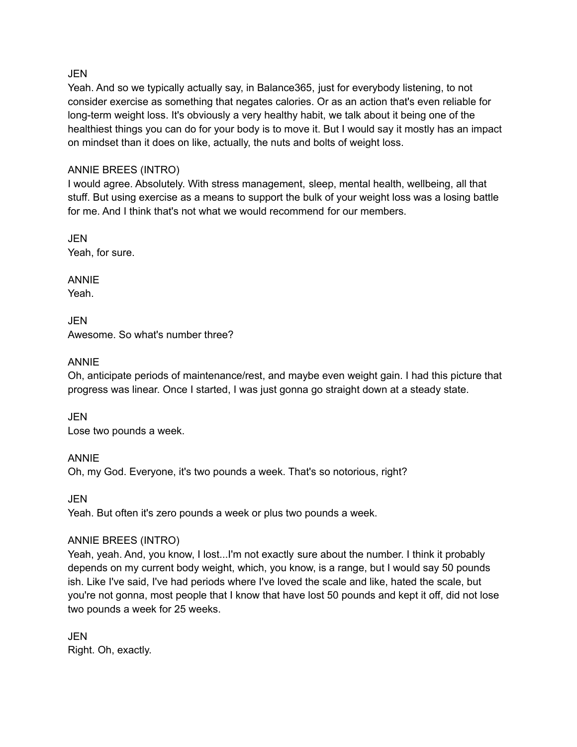JEN
Yeah. And so we typically actually say, in Balance365, just for everybody listening, to not consider exercise as something that negates calories. Or as an action that's even reliable for long-term weight loss. It's obviously a very healthy habit, we talk about it being one of the healthiest things you can do for your body is to move it. But I would say it mostly has an impact on mindset than it does on like, actually, the nuts and bolts of weight loss.

ANNIE BREES (INTRO)
I would agree. Absolutely. With stress management, sleep, mental health, wellbeing, all that stuff. But using exercise as a means to support the bulk of your weight loss was a losing battle for me. And I think that's not what we would recommend for our members.

JEN
Yeah, for sure.

ANNIE
Yeah.

JEN
Awesome. So what's number three?

ANNIE
Oh, anticipate periods of maintenance/rest, and maybe even weight gain. I had this picture that progress was linear. Once I started, I was just gonna go straight down at a steady state.

JEN
Lose two pounds a week.

ANNIE
Oh, my God. Everyone, it's two pounds a week. That's so notorious, right?

JEN
Yeah. But often it's zero pounds a week or plus two pounds a week.

ANNIE BREES (INTRO)
Yeah, yeah. And, you know, I lost...I'm not exactly sure about the number. I think it probably depends on my current body weight, which, you know, is a range, but I would say 50 pounds ish. Like I've said, I've had periods where I've loved the scale and like, hated the scale, but you're not gonna, most people that I know that have lost 50 pounds and kept it off, did not lose two pounds a week for 25 weeks.

JEN
Right. Oh, exactly.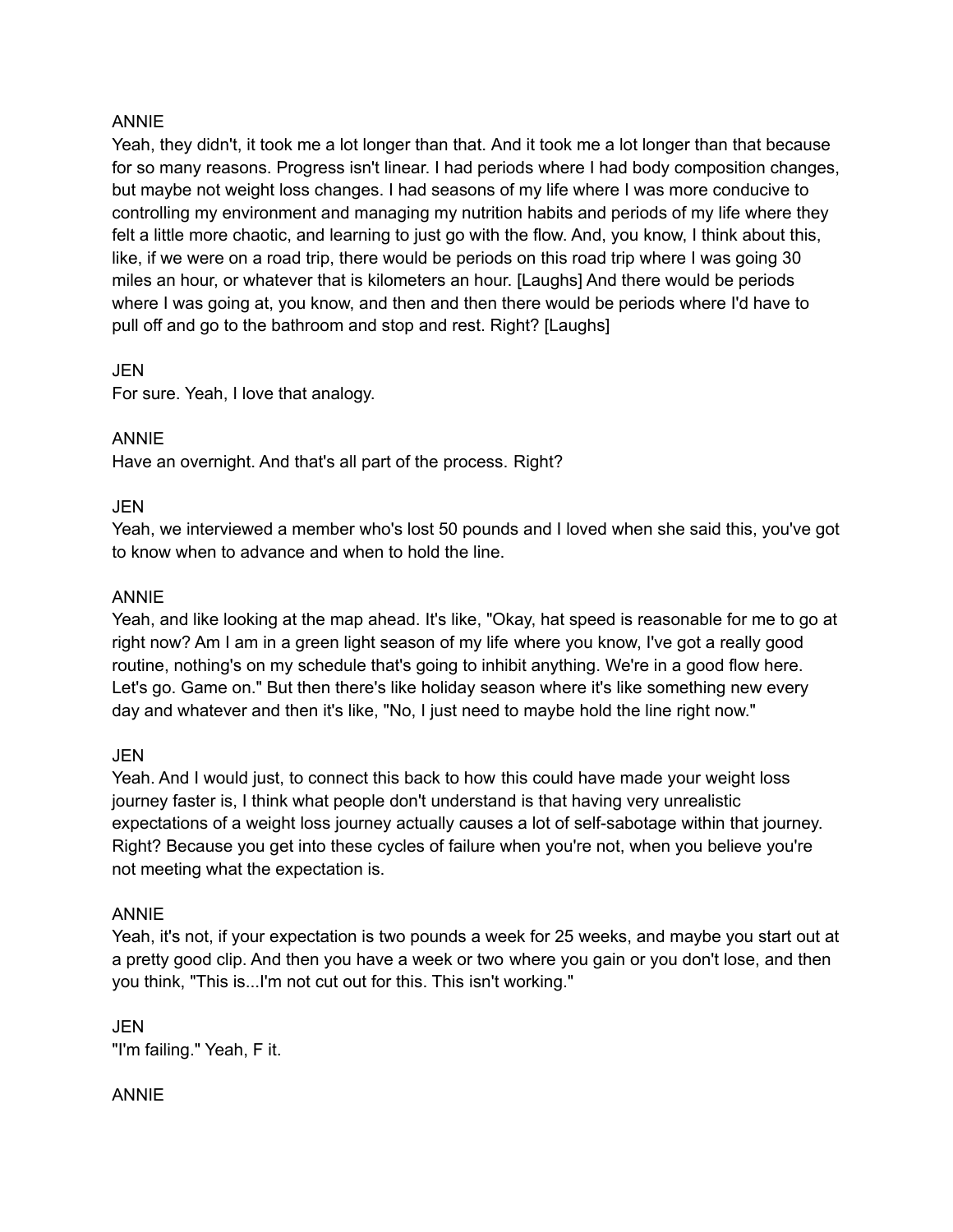ANNIE

Yeah, they didn't, it took me a lot longer than that. And it took me a lot longer than that because for so many reasons. Progress isn't linear. I had periods where I had body composition changes, but maybe not weight loss changes. I had seasons of my life where I was more conducive to controlling my environment and managing my nutrition habits and periods of my life where they felt a little more chaotic, and learning to just go with the flow. And, you know, I think about this, like, if we were on a road trip, there would be periods on this road trip where I was going 30 miles an hour, or whatever that is kilometers an hour. [Laughs] And there would be periods where I was going at, you know, and then and then there would be periods where I'd have to pull off and go to the bathroom and stop and rest. Right? [Laughs]

JEN

For sure. Yeah, I love that analogy.

ANNIE

Have an overnight. And that's all part of the process. Right?

JEN

Yeah, we interviewed a member who's lost 50 pounds and I loved when she said this, you've got to know when to advance and when to hold the line.

ANNIE

Yeah, and like looking at the map ahead. It's like, "Okay, hat speed is reasonable for me to go at right now? Am I am in a green light season of my life where you know, I've got a really good routine, nothing's on my schedule that's going to inhibit anything. We're in a good flow here. Let's go. Game on." But then there's like holiday season where it's like something new every day and whatever and then it's like, "No, I just need to maybe hold the line right now."

JEN

Yeah. And I would just, to connect this back to how this could have made your weight loss journey faster is, I think what people don't understand is that having very unrealistic expectations of a weight loss journey actually causes a lot of self-sabotage within that journey. Right? Because you get into these cycles of failure when you're not, when you believe you're not meeting what the expectation is.

ANNIE

Yeah, it's not, if your expectation is two pounds a week for 25 weeks, and maybe you start out at a pretty good clip. And then you have a week or two where you gain or you don't lose, and then you think, "This is...I'm not cut out for this. This isn't working."

JEN

"I'm failing." Yeah, F it.

ANNIE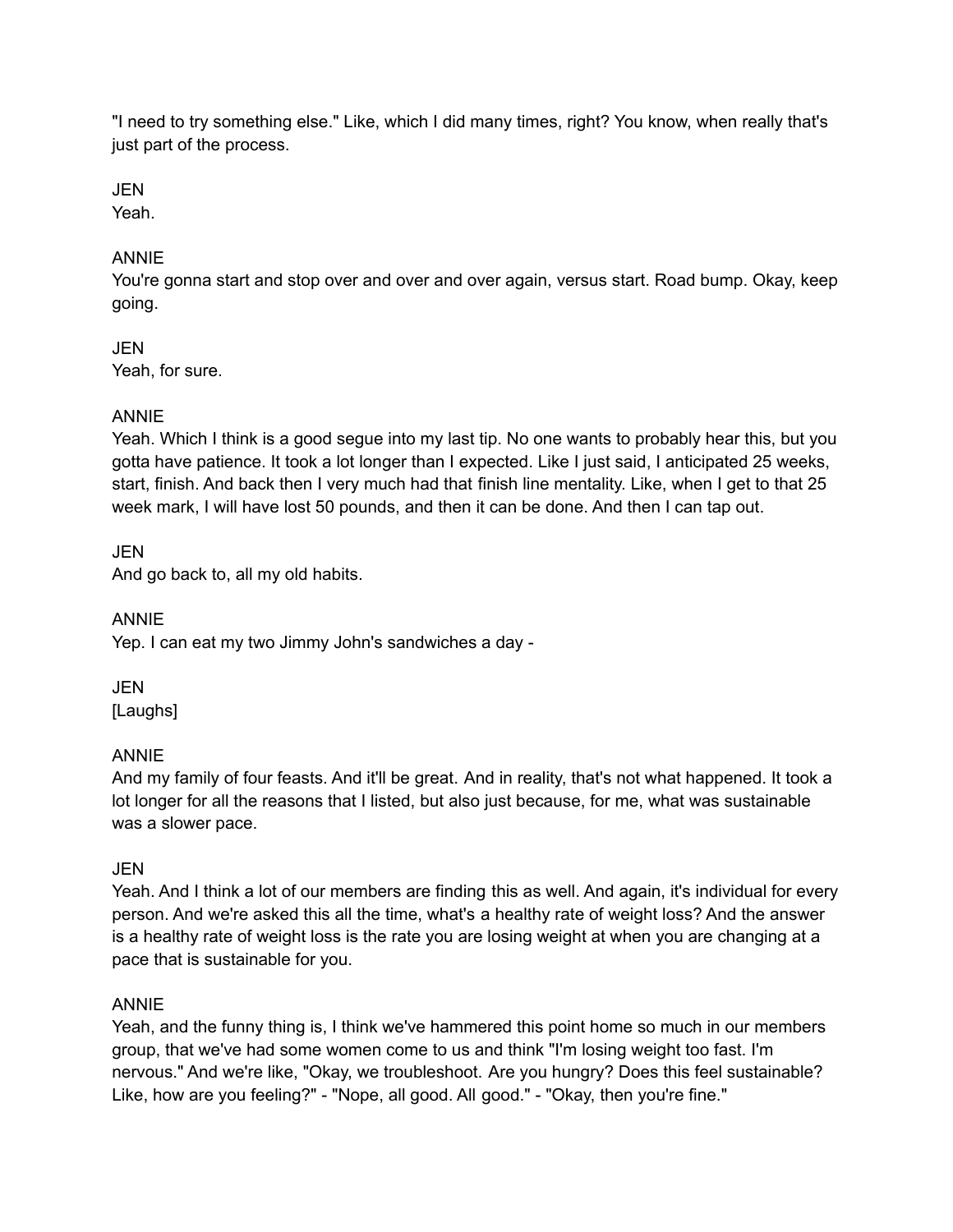"I need to try something else." Like, which I did many times, right? You know, when really that's just part of the process.

JEN
Yeah.

ANNIE
You're gonna start and stop over and over and over again, versus start. Road bump. Okay, keep going.

JEN
Yeah, for sure.

ANNIE
Yeah. Which I think is a good segue into my last tip. No one wants to probably hear this, but you gotta have patience. It took a lot longer than I expected. Like I just said, I anticipated 25 weeks, start, finish. And back then I very much had that finish line mentality. Like, when I get to that 25 week mark, I will have lost 50 pounds, and then it can be done. And then I can tap out.

JEN
And go back to, all my old habits.

ANNIE
Yep. I can eat my two Jimmy John's sandwiches a day -

JEN
[Laughs]

ANNIE
And my family of four feasts. And it'll be great. And in reality, that's not what happened. It took a lot longer for all the reasons that I listed, but also just because, for me, what was sustainable was a slower pace.

JEN
Yeah. And I think a lot of our members are finding this as well. And again, it's individual for every person. And we're asked this all the time, what's a healthy rate of weight loss? And the answer is a healthy rate of weight loss is the rate you are losing weight at when you are changing at a pace that is sustainable for you.

ANNIE
Yeah, and the funny thing is, I think we've hammered this point home so much in our members group, that we've had some women come to us and think "I'm losing weight too fast. I'm nervous." And we're like, "Okay, we troubleshoot. Are you hungry? Does this feel sustainable? Like, how are you feeling?" - "Nope, all good. All good." - "Okay, then you're fine."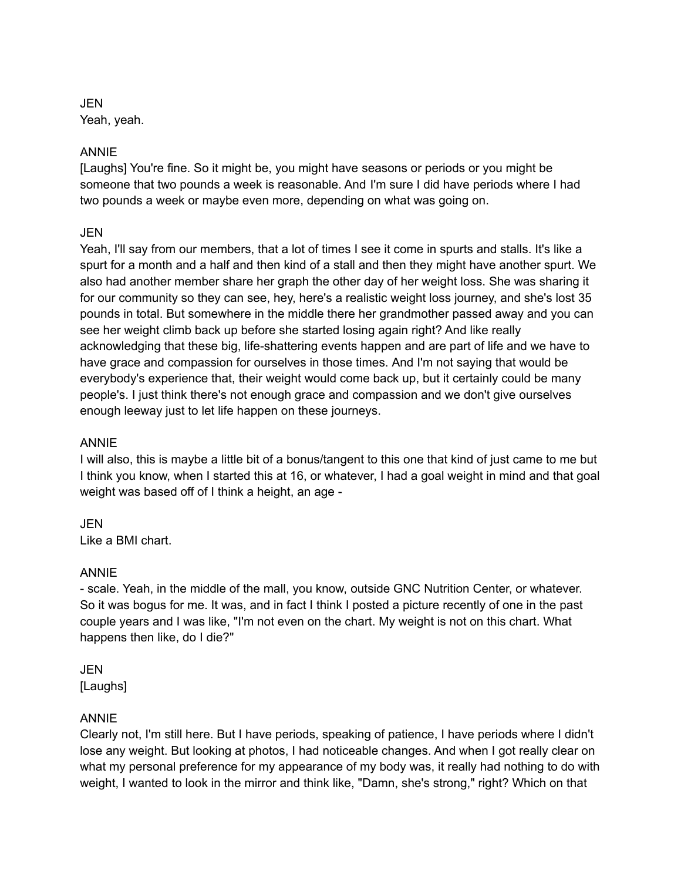JEN
Yeah, yeah.

ANNIE
[Laughs] You're fine. So it might be, you might have seasons or periods or you might be someone that two pounds a week is reasonable. And I'm sure I did have periods where I had two pounds a week or maybe even more, depending on what was going on.

JEN
Yeah, I'll say from our members, that a lot of times I see it come in spurts and stalls. It's like a spurt for a month and a half and then kind of a stall and then they might have another spurt. We also had another member share her graph the other day of her weight loss. She was sharing it for our community so they can see, hey, here's a realistic weight loss journey, and she's lost 35 pounds in total. But somewhere in the middle there her grandmother passed away and you can see her weight climb back up before she started losing again right? And like really acknowledging that these big, life-shattering events happen and are part of life and we have to have grace and compassion for ourselves in those times. And I'm not saying that would be everybody's experience that, their weight would come back up, but it certainly could be many people's. I just think there's not enough grace and compassion and we don't give ourselves enough leeway just to let life happen on these journeys.

ANNIE
I will also, this is maybe a little bit of a bonus/tangent to this one that kind of just came to me but I think you know, when I started this at 16, or whatever, I had a goal weight in mind and that goal weight was based off of I think a height, an age -

JEN
Like a BMI chart.

ANNIE
- scale. Yeah, in the middle of the mall, you know, outside GNC Nutrition Center, or whatever. So it was bogus for me. It was, and in fact I think I posted a picture recently of one in the past couple years and I was like, "I'm not even on the chart. My weight is not on this chart. What happens then like, do I die?"

JEN
[Laughs]

ANNIE
Clearly not, I'm still here. But I have periods, speaking of patience, I have periods where I didn't lose any weight. But looking at photos, I had noticeable changes. And when I got really clear on what my personal preference for my appearance of my body was, it really had nothing to do with weight, I wanted to look in the mirror and think like, "Damn, she's strong," right? Which on that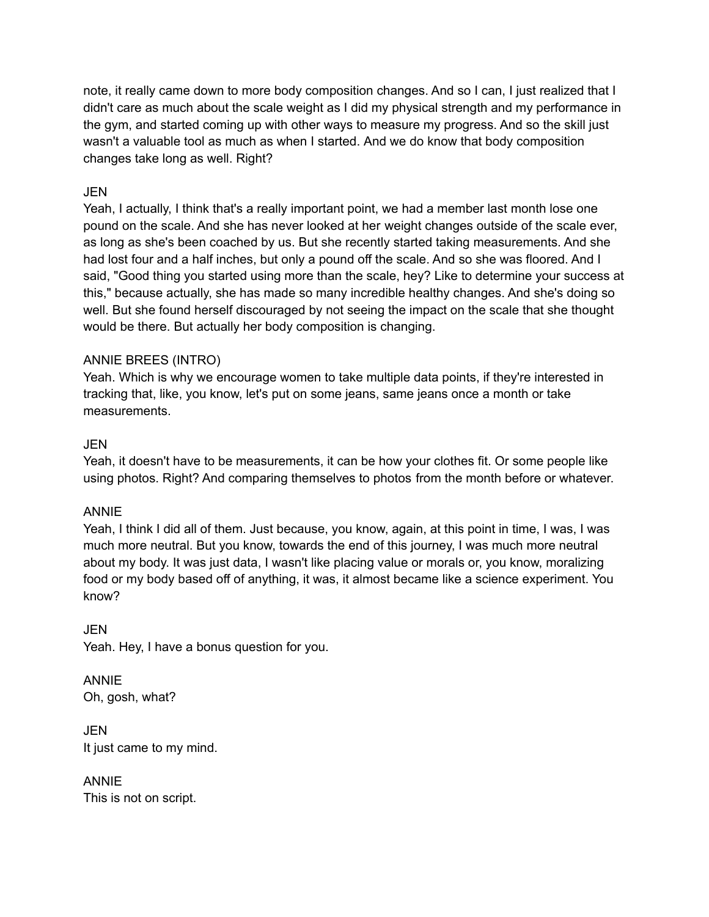note, it really came down to more body composition changes. And so I can, I just realized that I didn't care as much about the scale weight as I did my physical strength and my performance in the gym, and started coming up with other ways to measure my progress. And so the skill just wasn't a valuable tool as much as when I started. And we do know that body composition changes take long as well. Right?

JEN
Yeah, I actually, I think that's a really important point, we had a member last month lose one pound on the scale. And she has never looked at her weight changes outside of the scale ever, as long as she's been coached by us. But she recently started taking measurements. And she had lost four and a half inches, but only a pound off the scale. And so she was floored. And I said, "Good thing you started using more than the scale, hey? Like to determine your success at this," because actually, she has made so many incredible healthy changes. And she's doing so well. But she found herself discouraged by not seeing the impact on the scale that she thought would be there. But actually her body composition is changing.

ANNIE BREES (INTRO)
Yeah. Which is why we encourage women to take multiple data points, if they're interested in tracking that, like, you know, let's put on some jeans, same jeans once a month or take measurements.

JEN
Yeah, it doesn't have to be measurements, it can be how your clothes fit. Or some people like using photos. Right? And comparing themselves to photos from the month before or whatever.

ANNIE
Yeah, I think I did all of them. Just because, you know, again, at this point in time, I was, I was much more neutral. But you know, towards the end of this journey, I was much more neutral about my body. It was just data, I wasn't like placing value or morals or, you know, moralizing food or my body based off of anything, it was, it almost became like a science experiment. You know?

JEN
Yeah. Hey, I have a bonus question for you.

ANNIE
Oh, gosh, what?

JEN
It just came to my mind.

ANNIE
This is not on script.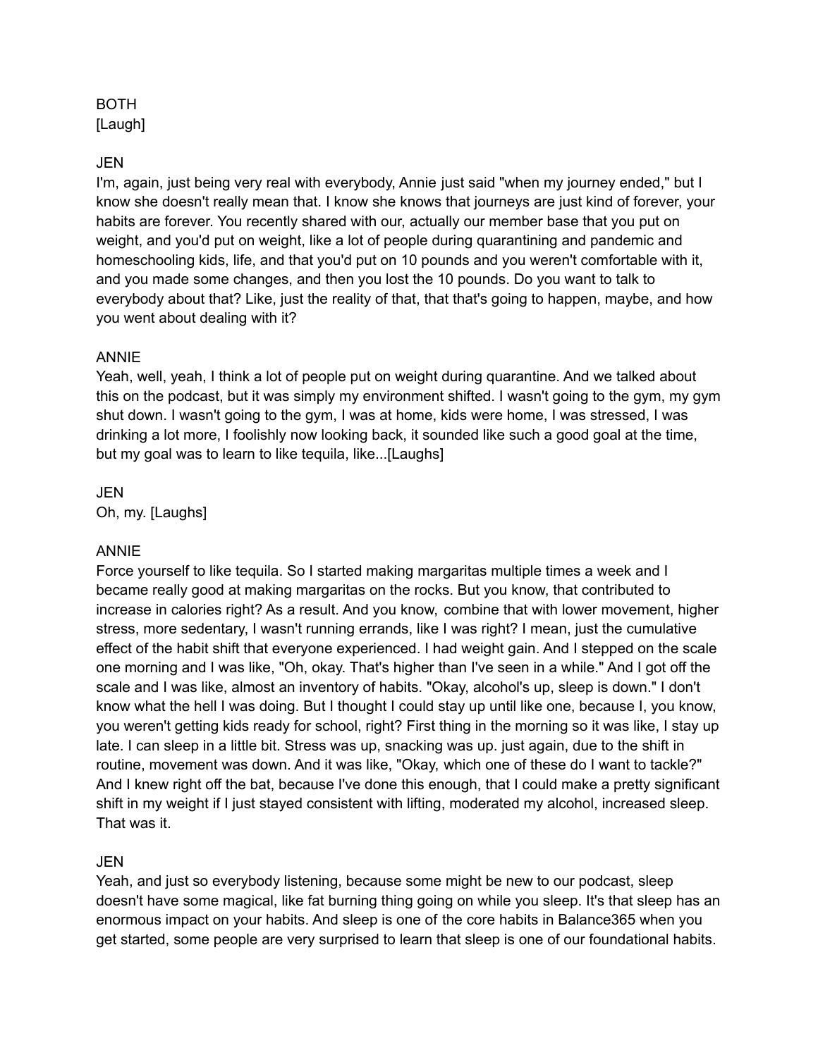BOTH
[Laugh]

JEN
I'm, again, just being very real with everybody, Annie just said "when my journey ended," but I know she doesn't really mean that. I know she knows that journeys are just kind of forever, your habits are forever. You recently shared with our, actually our member base that you put on weight, and you'd put on weight, like a lot of people during quarantining and pandemic and homeschooling kids, life, and that you'd put on 10 pounds and you weren't comfortable with it, and you made some changes, and then you lost the 10 pounds. Do you want to talk to everybody about that? Like, just the reality of that, that that's going to happen, maybe, and how you went about dealing with it?

ANNIE
Yeah, well, yeah, I think a lot of people put on weight during quarantine. And we talked about this on the podcast, but it was simply my environment shifted. I wasn't going to the gym, my gym shut down. I wasn't going to the gym, I was at home, kids were home, I was stressed, I was drinking a lot more, I foolishly now looking back, it sounded like such a good goal at the time, but my goal was to learn to like tequila, like...[Laughs]

JEN
Oh, my. [Laughs]

ANNIE
Force yourself to like tequila. So I started making margaritas multiple times a week and I became really good at making margaritas on the rocks. But you know, that contributed to increase in calories right? As a result. And you know, combine that with lower movement, higher stress, more sedentary, I wasn't running errands, like I was right? I mean, just the cumulative effect of the habit shift that everyone experienced. I had weight gain. And I stepped on the scale one morning and I was like, "Oh, okay. That's higher than I've seen in a while." And I got off the scale and I was like, almost an inventory of habits. "Okay, alcohol's up, sleep is down." I don't know what the hell I was doing. But I thought I could stay up until like one, because I, you know, you weren't getting kids ready for school, right? First thing in the morning so it was like, I stay up late. I can sleep in a little bit. Stress was up, snacking was up. just again, due to the shift in routine, movement was down. And it was like, "Okay, which one of these do I want to tackle?" And I knew right off the bat, because I've done this enough, that I could make a pretty significant shift in my weight if I just stayed consistent with lifting, moderated my alcohol, increased sleep. That was it.

JEN
Yeah, and just so everybody listening, because some might be new to our podcast, sleep doesn't have some magical, like fat burning thing going on while you sleep. It's that sleep has an enormous impact on your habits. And sleep is one of the core habits in Balance365 when you get started, some people are very surprised to learn that sleep is one of our foundational habits.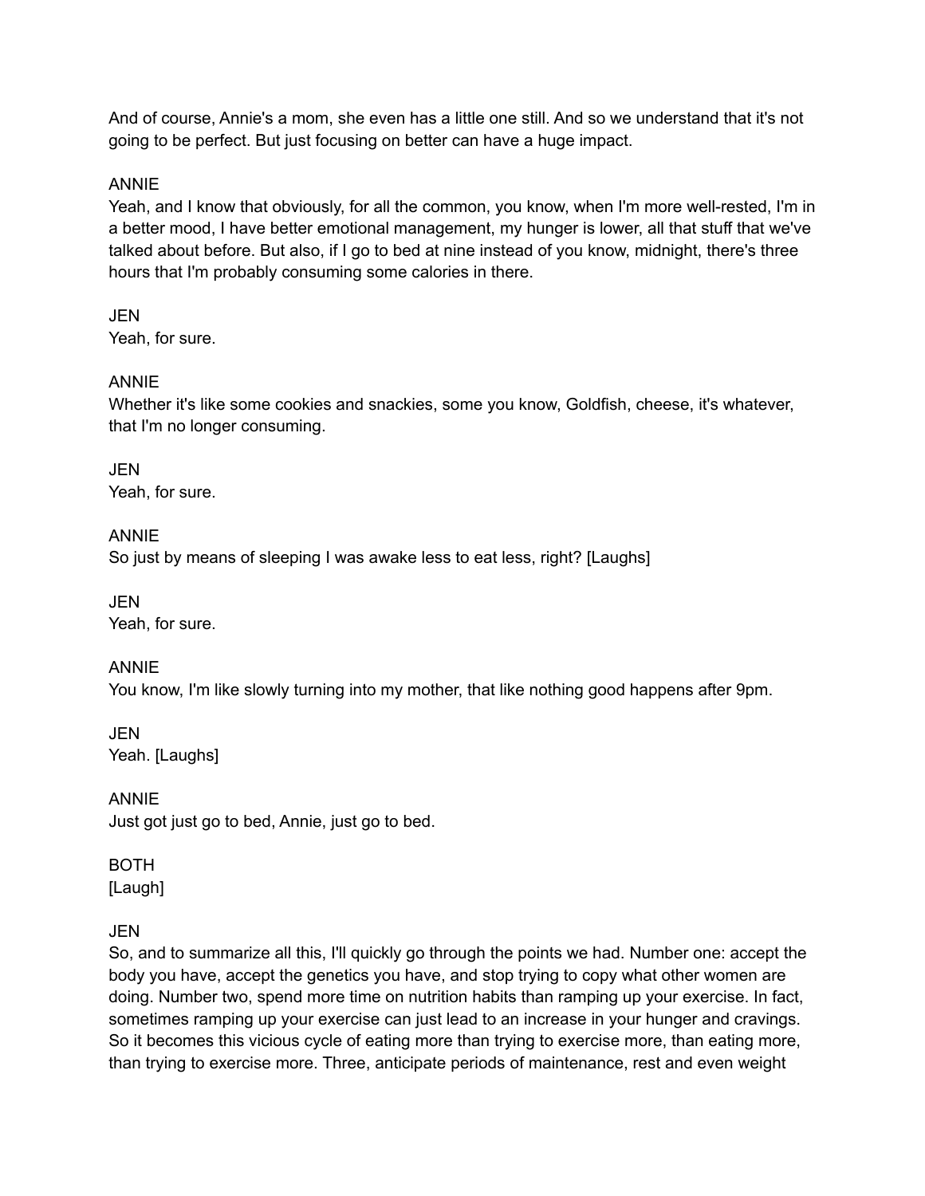And of course, Annie's a mom, she even has a little one still. And so we understand that it's not going to be perfect. But just focusing on better can have a huge impact.

ANNIE
Yeah, and I know that obviously, for all the common, you know, when I'm more well-rested, I'm in a better mood, I have better emotional management, my hunger is lower, all that stuff that we've talked about before. But also, if I go to bed at nine instead of you know, midnight, there's three hours that I'm probably consuming some calories in there.

JEN
Yeah, for sure.

ANNIE
Whether it's like some cookies and snackies, some you know, Goldfish, cheese, it's whatever, that I'm no longer consuming.

JEN
Yeah, for sure.

ANNIE
So just by means of sleeping I was awake less to eat less, right? [Laughs]

JEN
Yeah, for sure.

ANNIE
You know, I'm like slowly turning into my mother, that like nothing good happens after 9pm.

JEN
Yeah. [Laughs]

ANNIE
Just got just go to bed, Annie, just go to bed.

BOTH
[Laugh]

JEN
So, and to summarize all this, I'll quickly go through the points we had. Number one: accept the body you have, accept the genetics you have, and stop trying to copy what other women are doing. Number two, spend more time on nutrition habits than ramping up your exercise. In fact, sometimes ramping up your exercise can just lead to an increase in your hunger and cravings. So it becomes this vicious cycle of eating more than trying to exercise more, than eating more, than trying to exercise more. Three, anticipate periods of maintenance, rest and even weight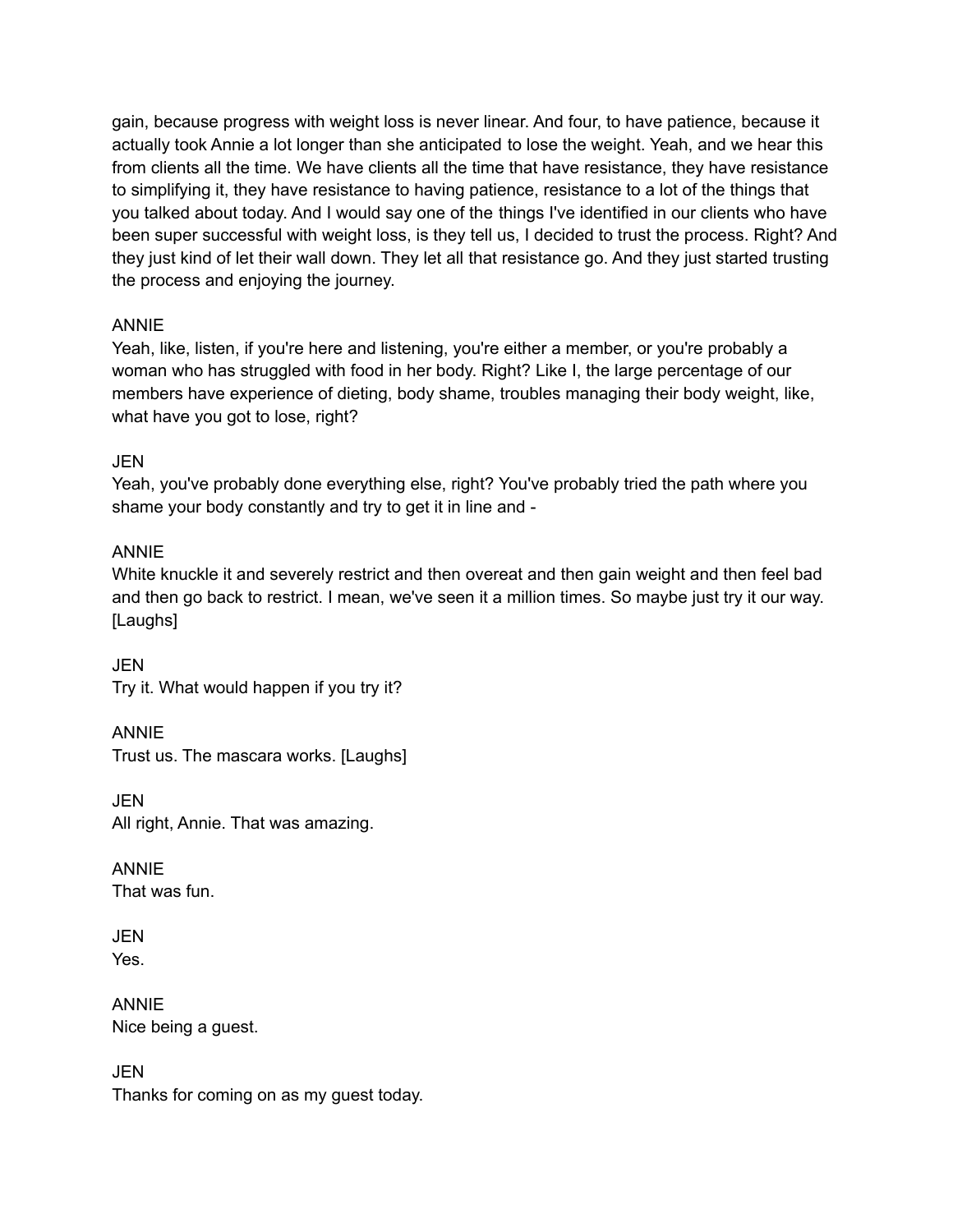gain, because progress with weight loss is never linear. And four, to have patience, because it actually took Annie a lot longer than she anticipated to lose the weight. Yeah, and we hear this from clients all the time. We have clients all the time that have resistance, they have resistance to simplifying it, they have resistance to having patience, resistance to a lot of the things that you talked about today. And I would say one of the things I've identified in our clients who have been super successful with weight loss, is they tell us, I decided to trust the process. Right? And they just kind of let their wall down. They let all that resistance go. And they just started trusting the process and enjoying the journey.

ANNIE
Yeah, like, listen, if you're here and listening, you're either a member, or you're probably a woman who has struggled with food in her body. Right? Like I, the large percentage of our members have experience of dieting, body shame, troubles managing their body weight, like, what have you got to lose, right?

JEN
Yeah, you've probably done everything else, right? You've probably tried the path where you shame your body constantly and try to get it in line and -

ANNIE
White knuckle it and severely restrict and then overeat and then gain weight and then feel bad and then go back to restrict. I mean, we've seen it a million times. So maybe just try it our way. [Laughs]

JEN
Try it. What would happen if you try it?

ANNIE
Trust us. The mascara works. [Laughs]

JEN
All right, Annie. That was amazing.

ANNIE
That was fun.

JEN
Yes.

ANNIE
Nice being a guest.

JEN
Thanks for coming on as my guest today.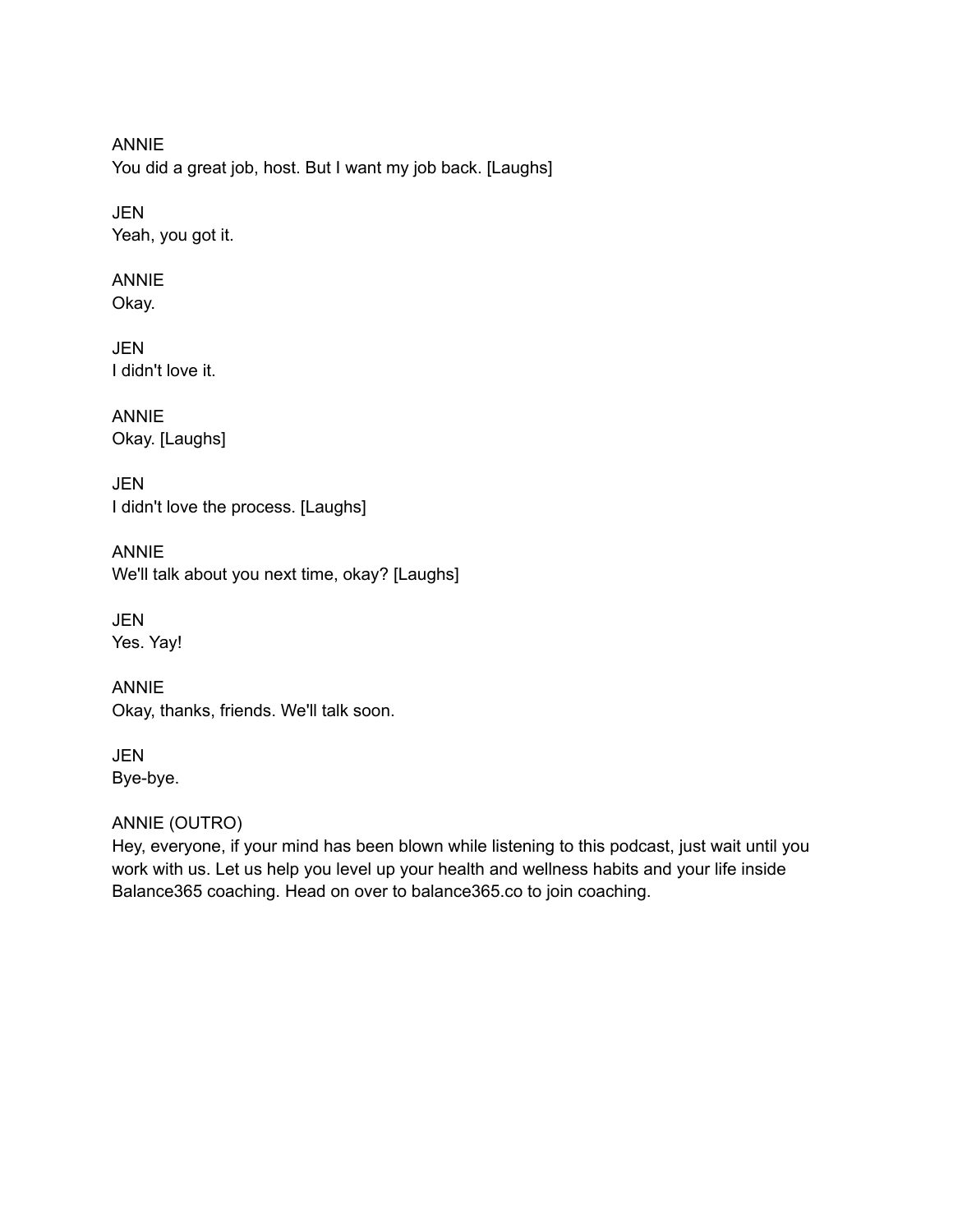ANNIE
You did a great job, host. But I want my job back. [Laughs]

JEN
Yeah, you got it.

ANNIE
Okay.

JEN
I didn't love it.

ANNIE
Okay. [Laughs]

JEN
I didn't love the process. [Laughs]

ANNIE
We'll talk about you next time, okay? [Laughs]

JEN
Yes. Yay!

ANNIE
Okay, thanks, friends. We'll talk soon.

JEN
Bye-bye.

ANNIE (OUTRO)
Hey, everyone, if your mind has been blown while listening to this podcast, just wait until you work with us. Let us help you level up your health and wellness habits and your life inside Balance365 coaching. Head on over to balance365.co to join coaching.